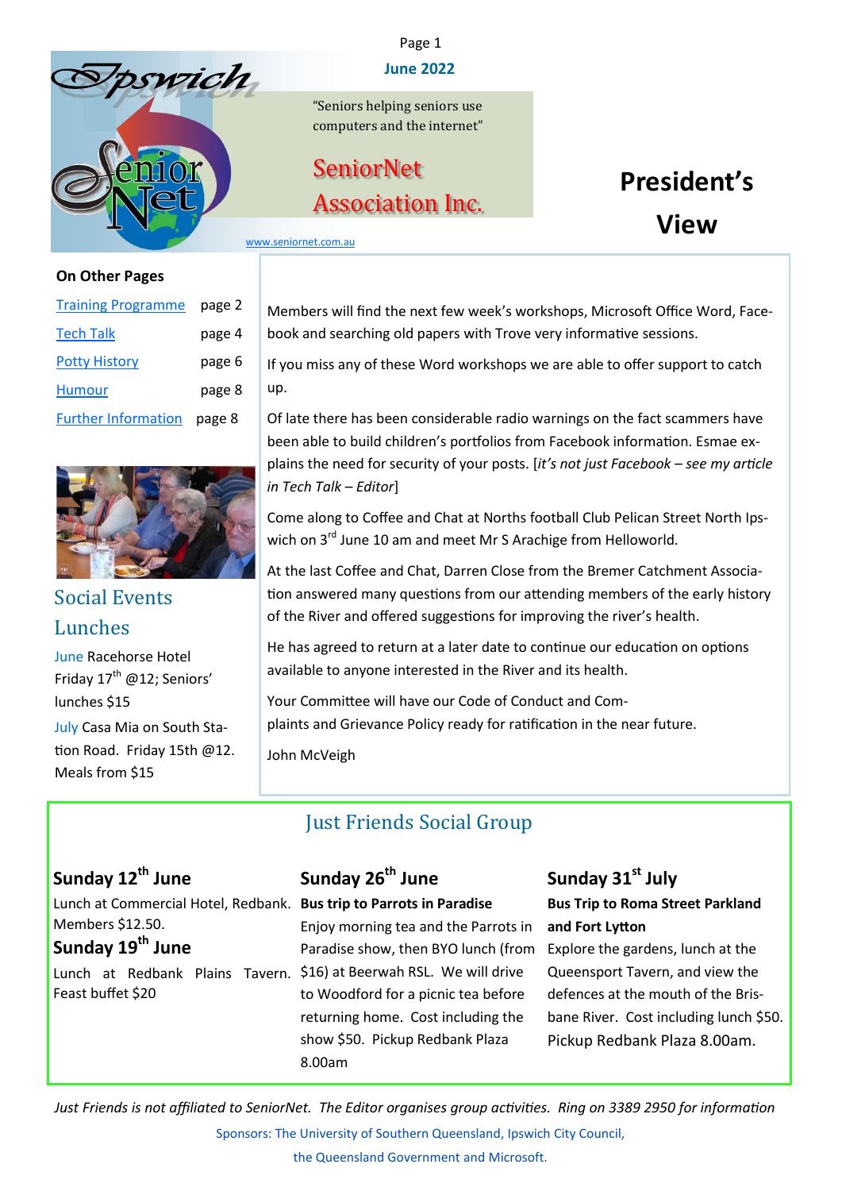June 2022

"Seniors helping seniors use computers and the internet"

SeniorNet Association Inc.

www.seniornet.com.au

# President's View

Members will find the next few week's workshops, Microsoft Office Word, Facebook and searching old papers with Trove very informative sessions.

If you miss any of these Word workshops we are able to offer support to catch up.

Of late there has been considerable radio warnings on the fact scammers have been able to build children's portfolios from Facebook information. Esmae explains the need for security of your posts. [*it's not just Facebook – see my article in Tech Talk – Editor*]

Come along to Coffee and Chat at Norths football Club Pelican Street North Ipswich on 3rd June 10 am and meet Mr S Arachige from Helloworld.

At the last Coffee and Chat, Darren Close from the Bremer Catchment Association answered many questions from our attending members of the early history of the River and offered suggestions for improving the river's health.

He has agreed to return at a later date to continue our education on options available to anyone interested in the River and its health.

Your Committee will have our Code of Conduct and Complaints and Grievance Policy ready for ratification in the near future.

John McVeigh

## On Other Pages

| | |
|---|---|
| Training Programme | page 2 |
| Tech Talk | page 4 |
| Potty History | page 6 |
| Humour | page 8 |
| Further Information | page 8 |

## Social Events Lunches

June Racehorse Hotel Friday 17th @12; Seniors' lunches $15

July Casa Mia on South Station Road. Friday 15th @12. Meals from $15

## Just Friends Social Group

### Sunday 12th June

Lunch at Commercial Hotel, Redbank. Members $12.50.

### Sunday 19th June

Lunch at Redbank Plains Tavern. Feast buffet $20

### Sunday 26th June

**Bus trip to Parrots in Paradise**

Enjoy morning tea and the Parrots in Paradise show, then BYO lunch (from $16) at Beerwah RSL. We will drive to Woodford for a picnic tea before returning home. Cost including the show $50. Pickup Redbank Plaza 8.00am

### Sunday 31st July

**Bus Trip to Roma Street Parkland and Fort Lytton**

Explore the gardens, lunch at the Queensport Tavern, and view the defences at the mouth of the Brisbane River. Cost including lunch $50. Pickup Redbank Plaza 8.00am.

*Just Friends is not affiliated to SeniorNet. The Editor organises group activities. Ring on 3389 2950 for information*

Sponsors: The University of Southern Queensland, Ipswich City Council, the Queensland Government and Microsoft.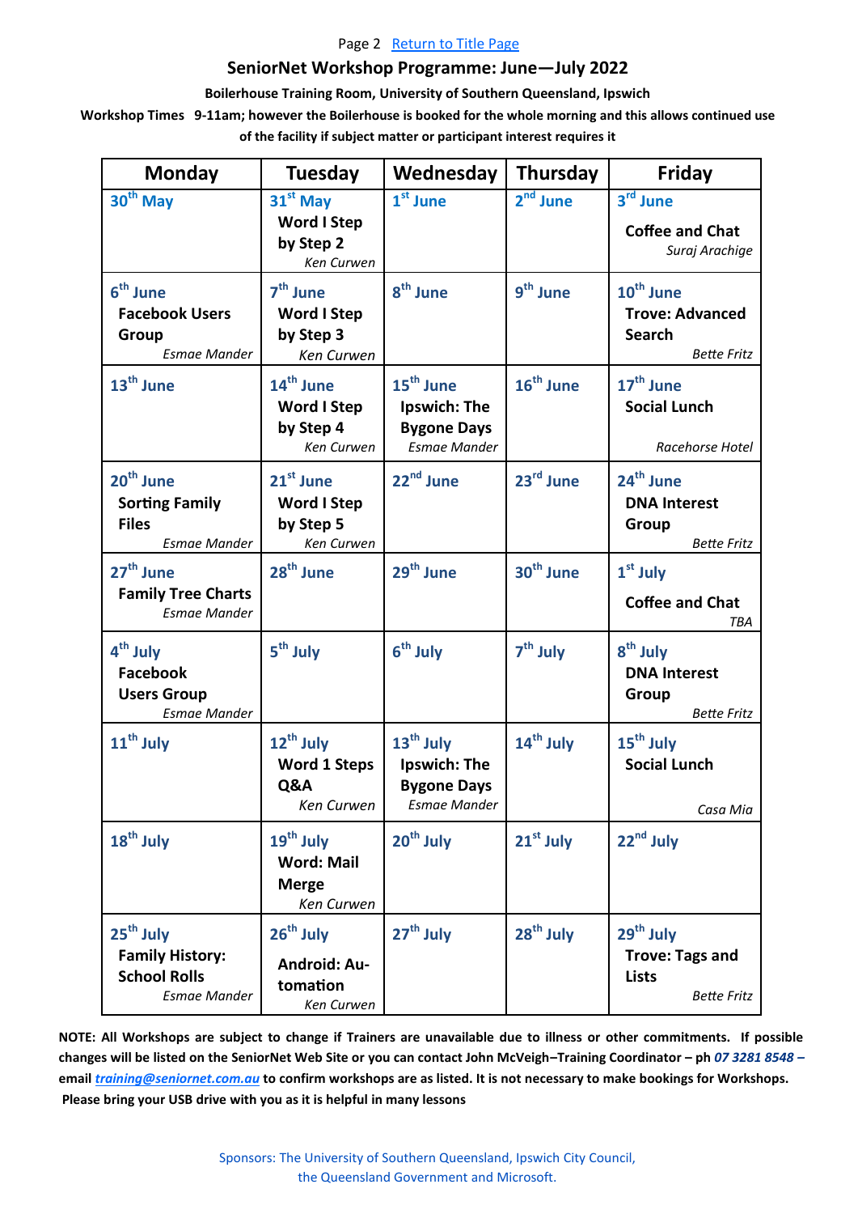Page 2 [Return to Title Page]

## SeniorNet Workshop Programme: June—July 2022

**Boilerhouse Training Room, University of Southern Queensland, Ipswich**

**Workshop Times 9-11am; however the Boilerhouse is booked for the whole morning and this allows continued use of the facility if subject matter or participant interest requires it**

| Monday | Tuesday | Wednesday | Thursday | Friday |
|---|---|---|---|---|
| 30th May | 31st May<br>**Word I Step by Step 2**<br>*Ken Curwen* | 1st June | 2nd June | 3rd June<br>**Coffee and Chat**<br>*Suraj Arachige* |
| 6th June<br>**Facebook Users Group**<br>*Esmae Mander* | 7th June<br>**Word I Step by Step 3**<br>*Ken Curwen* | 8th June | 9th June | 10th June<br>**Trove: Advanced Search**<br>*Bette Fritz* |
| 13th June | 14th June<br>**Word I Step by Step 4**<br>*Ken Curwen* | 15th June<br>**Ipswich: The Bygone Days**<br>*Esmae Mander* | 16th June | 17th June<br>**Social Lunch**<br>*Racehorse Hotel* |
| 20th June<br>**Sorting Family Files**<br>*Esmae Mander* | 21st June<br>**Word I Step by Step 5**<br>*Ken Curwen* | 22nd June | 23rd June | 24th June<br>**DNA Interest Group**<br>*Bette Fritz* |
| 27th June<br>**Family Tree Charts**<br>*Esmae Mander* | 28th June | 29th June | 30th June | 1st July<br>**Coffee and Chat**<br>*TBA* |
| 4th July<br>**Facebook Users Group**<br>*Esmae Mander* | 5th July | 6th July | 7th July | 8th July<br>**DNA Interest Group**<br>*Bette Fritz* |
| 11th July | 12th July<br>**Word 1 Steps Q&A**<br>*Ken Curwen* | 13th July<br>**Ipswich: The Bygone Days**<br>*Esmae Mander* | 14th July | 15th July<br>**Social Lunch**<br>*Casa Mia* |
| 18th July | 19th July<br>**Word: Mail Merge**<br>*Ken Curwen* | 20th July | 21st July | 22nd July |
| 25th July<br>**Family History: School Rolls**<br>*Esmae Mander* | 26th July<br>**Android: Automation**<br>*Ken Curwen* | 27th July | 28th July | 29th July<br>**Trove: Tags and Lists**<br>*Bette Fritz* |

**NOTE: All Workshops are subject to change if Trainers are unavailable due to illness or other commitments. If possible changes will be listed on the SeniorNet Web Site or you can contact John McVeigh–Training Coordinator – ph *07 3281 8548* – email *training@seniornet.com.au* to confirm workshops are as listed. It is not necessary to make bookings for Workshops. Please bring your USB drive with you as it is helpful in many lessons**

Sponsors: The University of Southern Queensland, Ipswich City Council, the Queensland Government and Microsoft.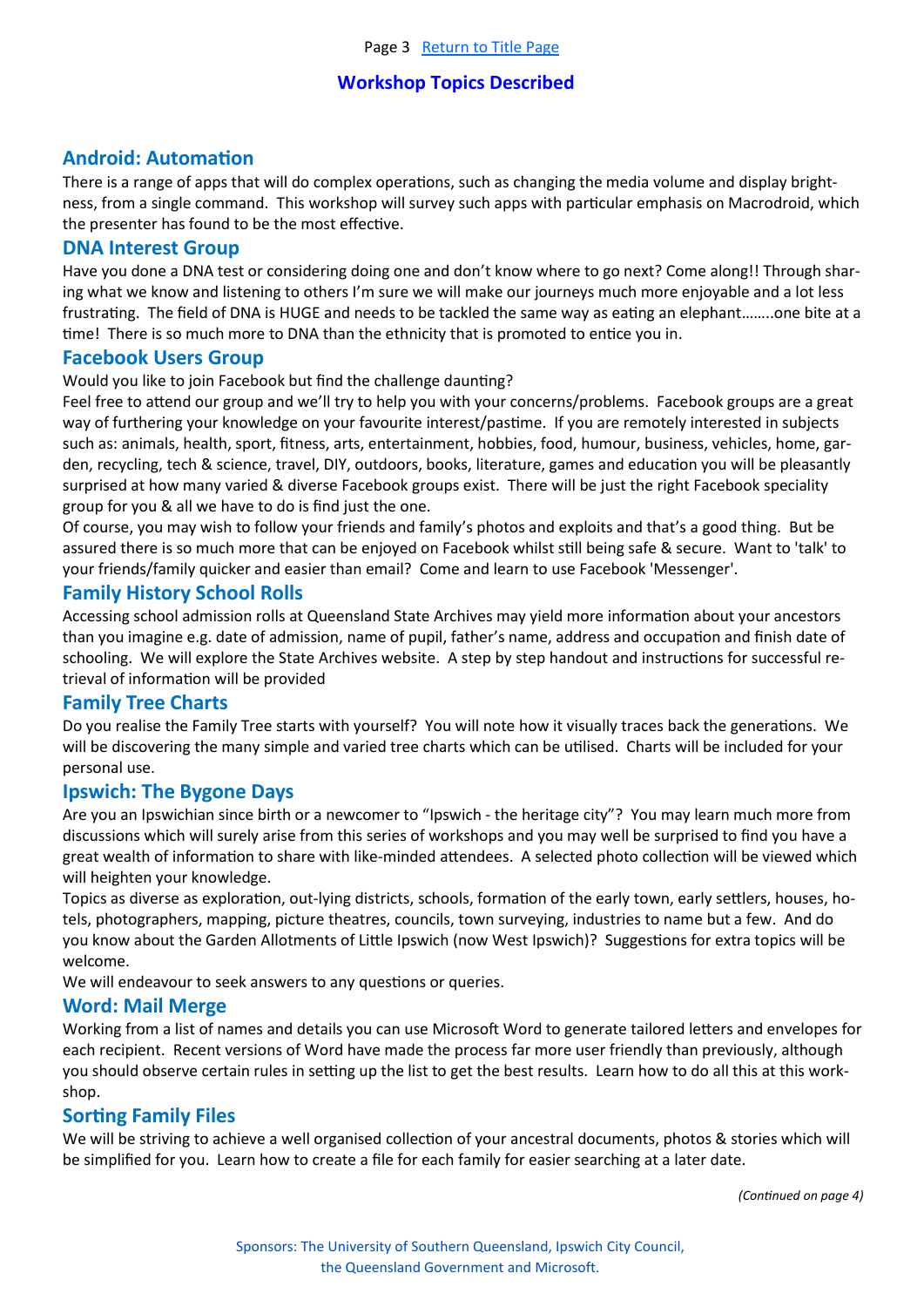## Workshop Topics Described

### Android: Automation

There is a range of apps that will do complex operations, such as changing the media volume and display brightness, from a single command. This workshop will survey such apps with particular emphasis on Macrodroid, which the presenter has found to be the most effective.

### DNA Interest Group

Have you done a DNA test or considering doing one and don't know where to go next? Come along!! Through sharing what we know and listening to others I'm sure we will make our journeys much more enjoyable and a lot less frustrating. The field of DNA is HUGE and needs to be tackled the same way as eating an elephant……..one bite at a time! There is so much more to DNA than the ethnicity that is promoted to entice you in.

### Facebook Users Group

Would you like to join Facebook but find the challenge daunting?

Feel free to attend our group and we'll try to help you with your concerns/problems. Facebook groups are a great way of furthering your knowledge on your favourite interest/pastime. If you are remotely interested in subjects such as: animals, health, sport, fitness, arts, entertainment, hobbies, food, humour, business, vehicles, home, garden, recycling, tech & science, travel, DIY, outdoors, books, literature, games and education you will be pleasantly surprised at how many varied & diverse Facebook groups exist. There will be just the right Facebook speciality group for you & all we have to do is find just the one.

Of course, you may wish to follow your friends and family's photos and exploits and that's a good thing. But be assured there is so much more that can be enjoyed on Facebook whilst still being safe & secure. Want to 'talk' to your friends/family quicker and easier than email? Come and learn to use Facebook 'Messenger'.

### Family History School Rolls

Accessing school admission rolls at Queensland State Archives may yield more information about your ancestors than you imagine e.g. date of admission, name of pupil, father's name, address and occupation and finish date of schooling. We will explore the State Archives website. A step by step handout and instructions for successful retrieval of information will be provided

### Family Tree Charts

Do you realise the Family Tree starts with yourself? You will note how it visually traces back the generations. We will be discovering the many simple and varied tree charts which can be utilised. Charts will be included for your personal use.

### Ipswich: The Bygone Days

Are you an Ipswichian since birth or a newcomer to "Ipswich - the heritage city"? You may learn much more from discussions which will surely arise from this series of workshops and you may well be surprised to find you have a great wealth of information to share with like-minded attendees. A selected photo collection will be viewed which will heighten your knowledge.

Topics as diverse as exploration, out-lying districts, schools, formation of the early town, early settlers, houses, hotels, photographers, mapping, picture theatres, councils, town surveying, industries to name but a few. And do you know about the Garden Allotments of Little Ipswich (now West Ipswich)? Suggestions for extra topics will be welcome.

We will endeavour to seek answers to any questions or queries.

### Word: Mail Merge

Working from a list of names and details you can use Microsoft Word to generate tailored letters and envelopes for each recipient. Recent versions of Word have made the process far more user friendly than previously, although you should observe certain rules in setting up the list to get the best results. Learn how to do all this at this workshop.

### Sorting Family Files

We will be striving to achieve a well organised collection of your ancestral documents, photos & stories which will be simplified for you. Learn how to create a file for each family for easier searching at a later date.

*(Continued on page 4)*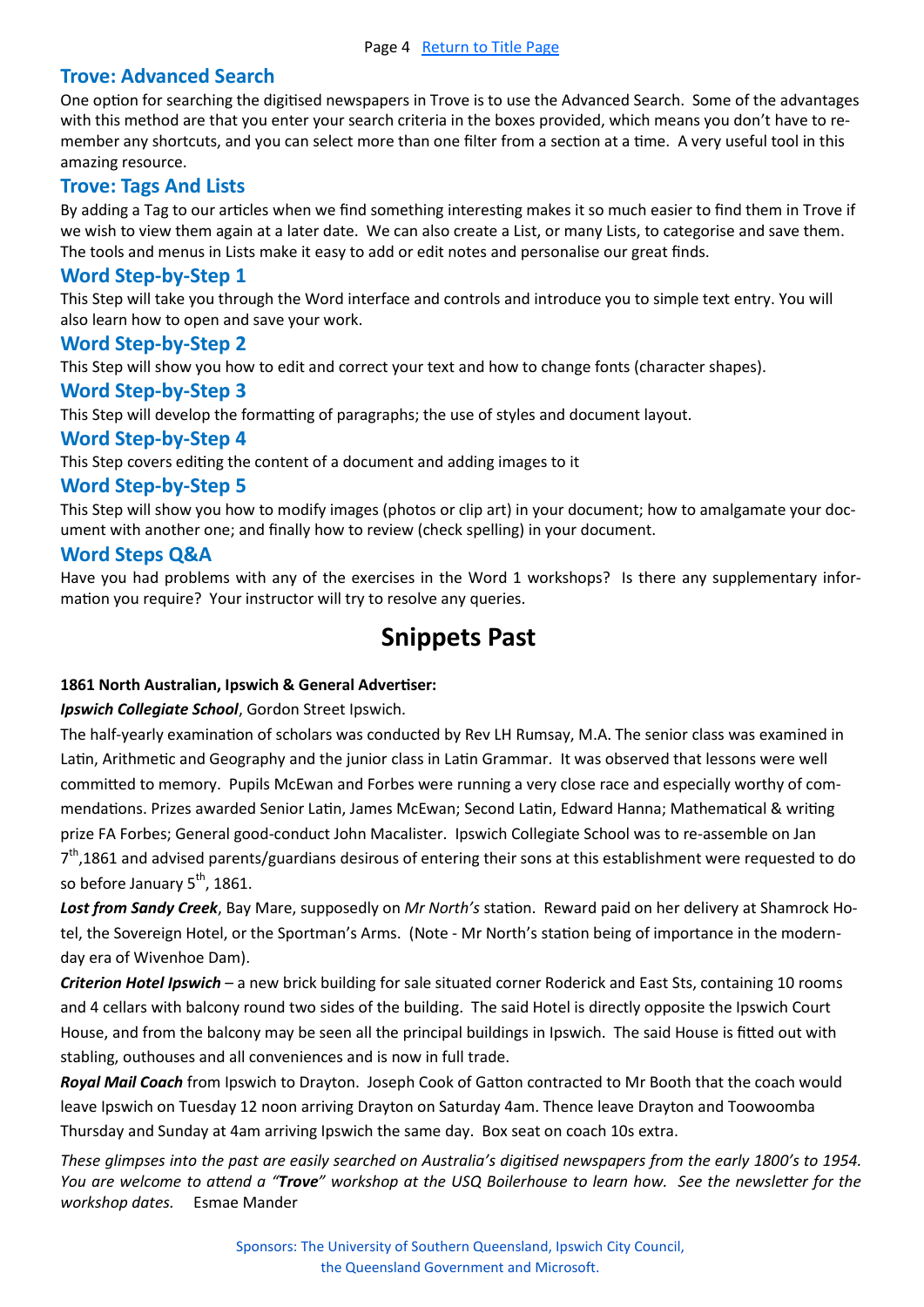## Trove: Advanced Search

One option for searching the digitised newspapers in Trove is to use the Advanced Search. Some of the advantages with this method are that you enter your search criteria in the boxes provided, which means you don't have to remember any shortcuts, and you can select more than one filter from a section at a time. A very useful tool in this amazing resource.

## Trove: Tags And Lists

By adding a Tag to our articles when we find something interesting makes it so much easier to find them in Trove if we wish to view them again at a later date. We can also create a List, or many Lists, to categorise and save them. The tools and menus in Lists make it easy to add or edit notes and personalise our great finds.

## Word Step-by-Step 1

This Step will take you through the Word interface and controls and introduce you to simple text entry. You will also learn how to open and save your work.

## Word Step-by-Step 2

This Step will show you how to edit and correct your text and how to change fonts (character shapes).

## Word Step-by-Step 3

This Step will develop the formatting of paragraphs; the use of styles and document layout.

## Word Step-by-Step 4

This Step covers editing the content of a document and adding images to it

## Word Step-by-Step 5

This Step will show you how to modify images (photos or clip art) in your document; how to amalgamate your document with another one; and finally how to review (check spelling) in your document.

## Word Steps Q&A

Have you had problems with any of the exercises in the Word 1 workshops? Is there any supplementary information you require? Your instructor will try to resolve any queries.

# Snippets Past

**1861 North Australian, Ipswich & General Advertiser:**

***Ipswich Collegiate School***, Gordon Street Ipswich.

The half-yearly examination of scholars was conducted by Rev LH Rumsay, M.A. The senior class was examined in Latin, Arithmetic and Geography and the junior class in Latin Grammar. It was observed that lessons were well committed to memory. Pupils McEwan and Forbes were running a very close race and especially worthy of commendations. Prizes awarded Senior Latin, James McEwan; Second Latin, Edward Hanna; Mathematical & writing prize FA Forbes; General good-conduct John Macalister. Ipswich Collegiate School was to re-assemble on Jan 7th,1861 and advised parents/guardians desirous of entering their sons at this establishment were requested to do so before January 5th, 1861.

***Lost from Sandy Creek***, Bay Mare, supposedly on *Mr North's* station. Reward paid on her delivery at Shamrock Hotel, the Sovereign Hotel, or the Sportman's Arms. (Note - Mr North's station being of importance in the modern-day era of Wivenhoe Dam).

***Criterion Hotel Ipswich*** – a new brick building for sale situated corner Roderick and East Sts, containing 10 rooms and 4 cellars with balcony round two sides of the building. The said Hotel is directly opposite the Ipswich Court House, and from the balcony may be seen all the principal buildings in Ipswich. The said House is fitted out with stabling, outhouses and all conveniences and is now in full trade.

***Royal Mail Coach*** from Ipswich to Drayton. Joseph Cook of Gatton contracted to Mr Booth that the coach would leave Ipswich on Tuesday 12 noon arriving Drayton on Saturday 4am. Thence leave Drayton and Toowoomba Thursday and Sunday at 4am arriving Ipswich the same day. Box seat on coach 10s extra.

*These glimpses into the past are easily searched on Australia's digitised newspapers from the early 1800's to 1954. You are welcome to attend a "**Trove**" workshop at the USQ Boilerhouse to learn how. See the newsletter for the workshop dates.* Esmae Mander

Sponsors: The University of Southern Queensland, Ipswich City Council, the Queensland Government and Microsoft.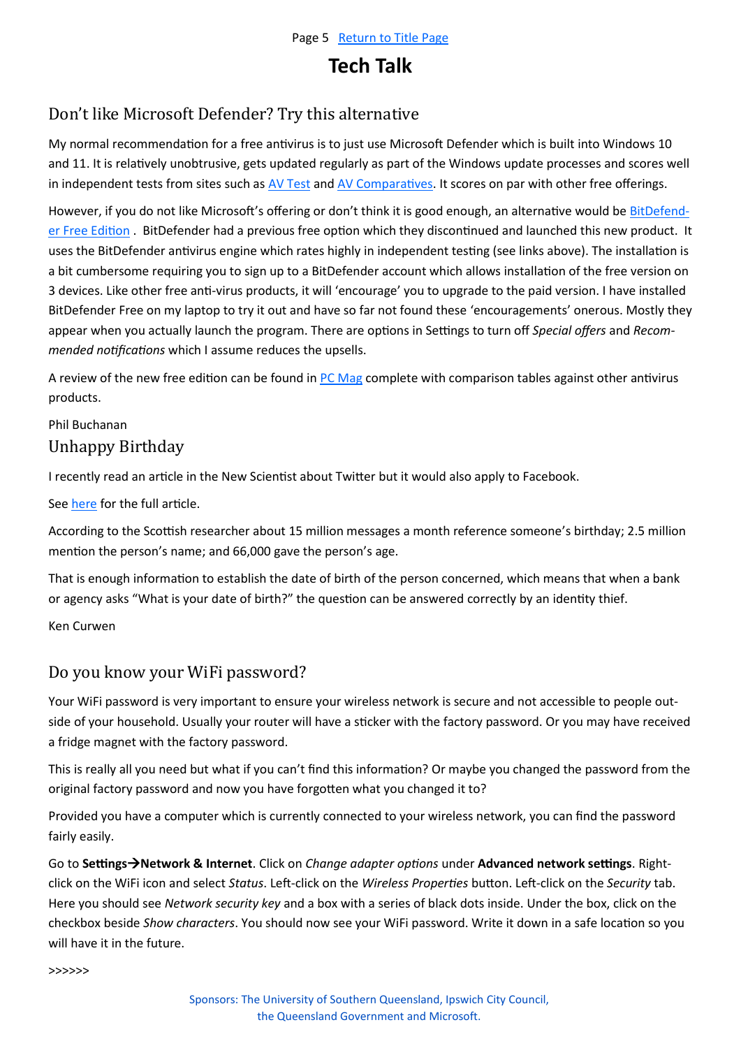# Tech Talk

## Don't like Microsoft Defender? Try this alternative

My normal recommendation for a free antivirus is to just use Microsoft Defender which is built into Windows 10 and 11. It is relatively unobtrusive, gets updated regularly as part of the Windows update processes and scores well in independent tests from sites such as AV Test and AV Comparatives. It scores on par with other free offerings.

However, if you do not like Microsoft's offering or don't think it is good enough, an alternative would be BitDefender Free Edition . BitDefender had a previous free option which they discontinued and launched this new product. It uses the BitDefender antivirus engine which rates highly in independent testing (see links above). The installation is a bit cumbersome requiring you to sign up to a BitDefender account which allows installation of the free version on 3 devices. Like other free anti-virus products, it will 'encourage' you to upgrade to the paid version. I have installed BitDefender Free on my laptop to try it out and have so far not found these 'encouragements' onerous. Mostly they appear when you actually launch the program. There are options in Settings to turn off *Special offers* and *Recommended notifications* which I assume reduces the upsells.

A review of the new free edition can be found in PC Mag complete with comparison tables against other antivirus products.

Phil Buchanan

## Unhappy Birthday

I recently read an article in the New Scientist about Twitter but it would also apply to Facebook.

See here for the full article.

According to the Scottish researcher about 15 million messages a month reference someone's birthday; 2.5 million mention the person's name; and 66,000 gave the person's age.

That is enough information to establish the date of birth of the person concerned, which means that when a bank or agency asks "What is your date of birth?" the question can be answered correctly by an identity thief.

Ken Curwen

## Do you know your WiFi password?

Your WiFi password is very important to ensure your wireless network is secure and not accessible to people outside of your household. Usually your router will have a sticker with the factory password. Or you may have received a fridge magnet with the factory password.

This is really all you need but what if you can't find this information? Or maybe you changed the password from the original factory password and now you have forgotten what you changed it to?

Provided you have a computer which is currently connected to your wireless network, you can find the password fairly easily.

Go to **Settings→Network & Internet**. Click on *Change adapter options* under **Advanced network settings**. Right-click on the WiFi icon and select *Status*. Left-click on the *Wireless Properties* button. Left-click on the *Security* tab. Here you should see *Network security key* and a box with a series of black dots inside. Under the box, click on the checkbox beside *Show characters*. You should now see your WiFi password. Write it down in a safe location so you will have it in the future.

>>>>>>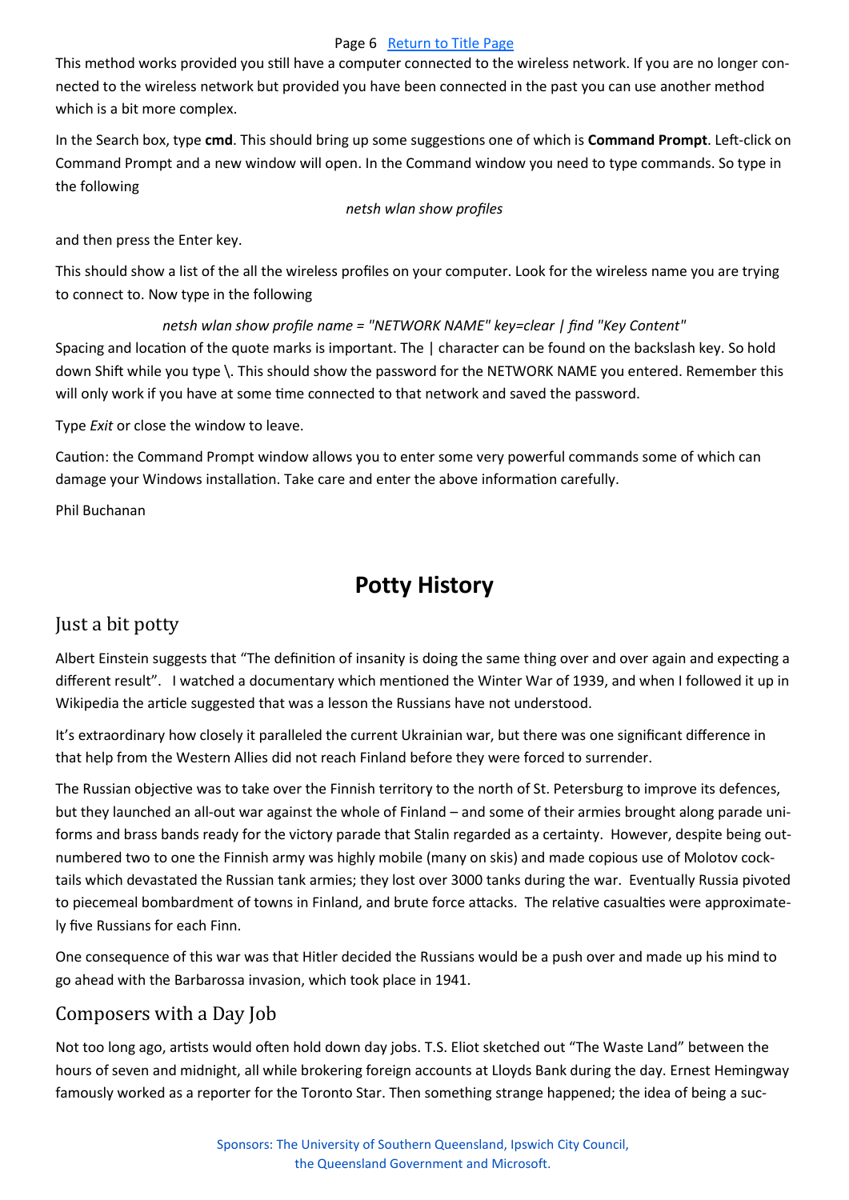This method works provided you still have a computer connected to the wireless network. If you are no longer connected to the wireless network but provided you have been connected in the past you can use another method which is a bit more complex.

In the Search box, type **cmd**. This should bring up some suggestions one of which is **Command Prompt**. Left-click on Command Prompt and a new window will open. In the Command window you need to type commands. So type in the following

*netsh wlan show profiles*

and then press the Enter key.

This should show a list of the all the wireless profiles on your computer. Look for the wireless name you are trying to connect to. Now type in the following

*netsh wlan show profile name = "NETWORK NAME" key=clear | find "Key Content"*

Spacing and location of the quote marks is important. The | character can be found on the backslash key. So hold down Shift while you type \. This should show the password for the NETWORK NAME you entered. Remember this will only work if you have at some time connected to that network and saved the password.

Type *Exit* or close the window to leave.

Caution: the Command Prompt window allows you to enter some very powerful commands some of which can damage your Windows installation. Take care and enter the above information carefully.

Phil Buchanan

# Potty History

## Just a bit potty

Albert Einstein suggests that "The definition of insanity is doing the same thing over and over again and expecting a different result". I watched a documentary which mentioned the Winter War of 1939, and when I followed it up in Wikipedia the article suggested that was a lesson the Russians have not understood.

It's extraordinary how closely it paralleled the current Ukrainian war, but there was one significant difference in that help from the Western Allies did not reach Finland before they were forced to surrender.

The Russian objective was to take over the Finnish territory to the north of St. Petersburg to improve its defences, but they launched an all-out war against the whole of Finland – and some of their armies brought along parade uniforms and brass bands ready for the victory parade that Stalin regarded as a certainty. However, despite being outnumbered two to one the Finnish army was highly mobile (many on skis) and made copious use of Molotov cocktails which devastated the Russian tank armies; they lost over 3000 tanks during the war. Eventually Russia pivoted to piecemeal bombardment of towns in Finland, and brute force attacks. The relative casualties were approximately five Russians for each Finn.

One consequence of this war was that Hitler decided the Russians would be a push over and made up his mind to go ahead with the Barbarossa invasion, which took place in 1941.

## Composers with a Day Job

Not too long ago, artists would often hold down day jobs. T.S. Eliot sketched out "The Waste Land" between the hours of seven and midnight, all while brokering foreign accounts at Lloyds Bank during the day. Ernest Hemingway famously worked as a reporter for the Toronto Star. Then something strange happened; the idea of being a suc-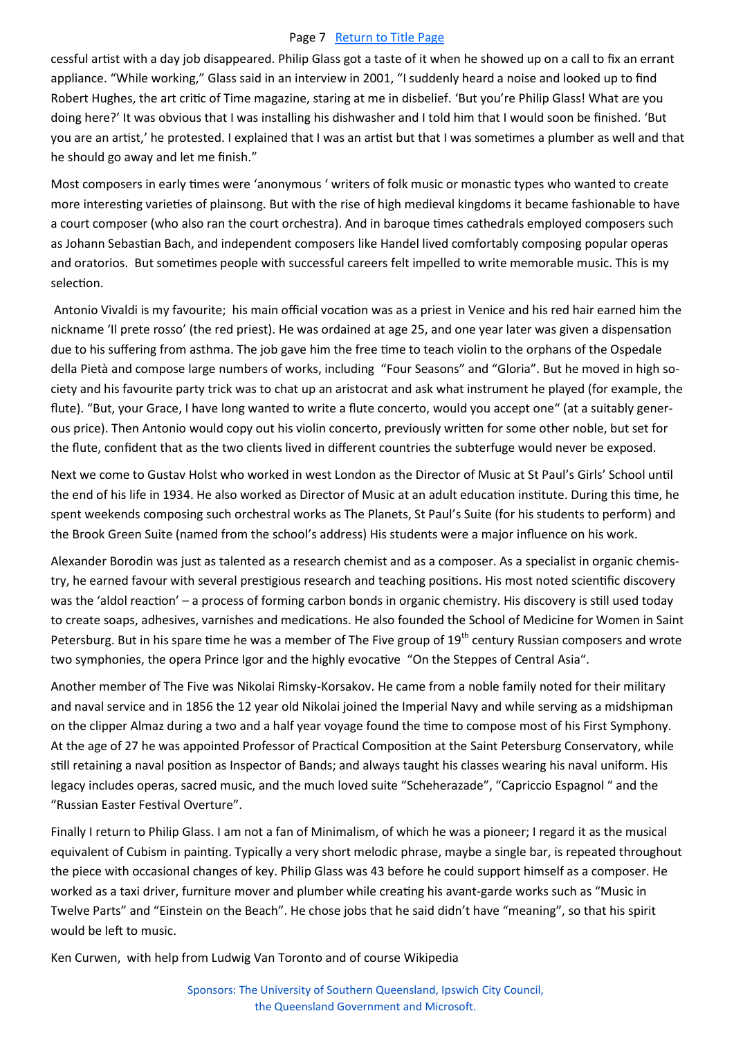cessful artist with a day job disappeared. Philip Glass got a taste of it when he showed up on a call to fix an errant appliance. "While working," Glass said in an interview in 2001, "I suddenly heard a noise and looked up to find Robert Hughes, the art critic of Time magazine, staring at me in disbelief. 'But you're Philip Glass! What are you doing here?' It was obvious that I was installing his dishwasher and I told him that I would soon be finished. 'But you are an artist,' he protested. I explained that I was an artist but that I was sometimes a plumber as well and that he should go away and let me finish."

Most composers in early times were 'anonymous ' writers of folk music or monastic types who wanted to create more interesting varieties of plainsong. But with the rise of high medieval kingdoms it became fashionable to have a court composer (who also ran the court orchestra). And in baroque times cathedrals employed composers such as Johann Sebastian Bach, and independent composers like Handel lived comfortably composing popular operas and oratorios. But sometimes people with successful careers felt impelled to write memorable music. This is my selection.

Antonio Vivaldi is my favourite; his main official vocation was as a priest in Venice and his red hair earned him the nickname 'Il prete rosso' (the red priest). He was ordained at age 25, and one year later was given a dispensation due to his suffering from asthma. The job gave him the free time to teach violin to the orphans of the Ospedale della Pietà and compose large numbers of works, including "Four Seasons" and "Gloria". But he moved in high society and his favourite party trick was to chat up an aristocrat and ask what instrument he played (for example, the flute). "But, your Grace, I have long wanted to write a flute concerto, would you accept one" (at a suitably generous price). Then Antonio would copy out his violin concerto, previously written for some other noble, but set for the flute, confident that as the two clients lived in different countries the subterfuge would never be exposed.

Next we come to Gustav Holst who worked in west London as the Director of Music at St Paul's Girls' School until the end of his life in 1934. He also worked as Director of Music at an adult education institute. During this time, he spent weekends composing such orchestral works as The Planets, St Paul's Suite (for his students to perform) and the Brook Green Suite (named from the school's address) His students were a major influence on his work.

Alexander Borodin was just as talented as a research chemist and as a composer. As a specialist in organic chemistry, he earned favour with several prestigious research and teaching positions. His most noted scientific discovery was the 'aldol reaction' – a process of forming carbon bonds in organic chemistry. His discovery is still used today to create soaps, adhesives, varnishes and medications. He also founded the School of Medicine for Women in Saint Petersburg. But in his spare time he was a member of The Five group of 19th century Russian composers and wrote two symphonies, the opera Prince Igor and the highly evocative "On the Steppes of Central Asia".

Another member of The Five was Nikolai Rimsky-Korsakov. He came from a noble family noted for their military and naval service and in 1856 the 12 year old Nikolai joined the Imperial Navy and while serving as a midshipman on the clipper Almaz during a two and a half year voyage found the time to compose most of his First Symphony. At the age of 27 he was appointed Professor of Practical Composition at the Saint Petersburg Conservatory, while still retaining a naval position as Inspector of Bands; and always taught his classes wearing his naval uniform. His legacy includes operas, sacred music, and the much loved suite "Scheherazade", "Capriccio Espagnol " and the "Russian Easter Festival Overture".

Finally I return to Philip Glass. I am not a fan of Minimalism, of which he was a pioneer; I regard it as the musical equivalent of Cubism in painting. Typically a very short melodic phrase, maybe a single bar, is repeated throughout the piece with occasional changes of key. Philip Glass was 43 before he could support himself as a composer. He worked as a taxi driver, furniture mover and plumber while creating his avant-garde works such as "Music in Twelve Parts" and "Einstein on the Beach". He chose jobs that he said didn't have "meaning", so that his spirit would be left to music.

Ken Curwen, with help from Ludwig Van Toronto and of course Wikipedia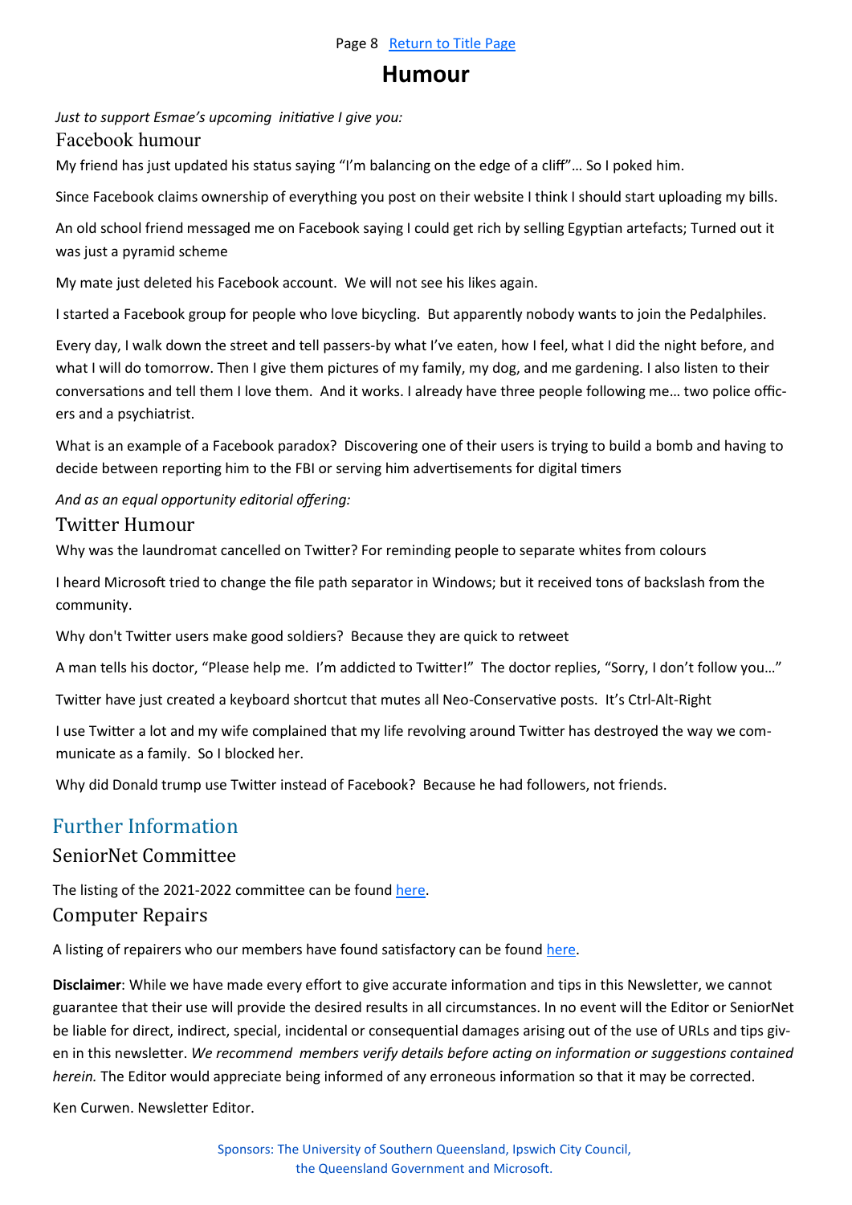# Humour

*Just to support Esmae's upcoming initiative I give you:*

## Facebook humour

My friend has just updated his status saying "I'm balancing on the edge of a cliff"… So I poked him.

Since Facebook claims ownership of everything you post on their website I think I should start uploading my bills.

An old school friend messaged me on Facebook saying I could get rich by selling Egyptian artefacts; Turned out it was just a pyramid scheme

My mate just deleted his Facebook account. We will not see his likes again.

I started a Facebook group for people who love bicycling. But apparently nobody wants to join the Pedalphiles.

Every day, I walk down the street and tell passers-by what I've eaten, how I feel, what I did the night before, and what I will do tomorrow. Then I give them pictures of my family, my dog, and me gardening. I also listen to their conversations and tell them I love them. And it works. I already have three people following me… two police officers and a psychiatrist.

What is an example of a Facebook paradox? Discovering one of their users is trying to build a bomb and having to decide between reporting him to the FBI or serving him advertisements for digital timers

*And as an equal opportunity editorial offering:*

## Twitter Humour

Why was the laundromat cancelled on Twitter? For reminding people to separate whites from colours

I heard Microsoft tried to change the file path separator in Windows; but it received tons of backslash from the community.

Why don't Twitter users make good soldiers? Because they are quick to retweet

A man tells his doctor, "Please help me. I'm addicted to Twitter!" The doctor replies, "Sorry, I don't follow you…"

Twitter have just created a keyboard shortcut that mutes all Neo-Conservative posts. It's Ctrl-Alt-Right

I use Twitter a lot and my wife complained that my life revolving around Twitter has destroyed the way we communicate as a family. So I blocked her.

Why did Donald trump use Twitter instead of Facebook? Because he had followers, not friends.

# Further Information

## SeniorNet Committee

The listing of the 2021-2022 committee can be found [here](here).

## Computer Repairs

A listing of repairers who our members have found satisfactory can be found [here](here).

**Disclaimer**: While we have made every effort to give accurate information and tips in this Newsletter, we cannot guarantee that their use will provide the desired results in all circumstances. In no event will the Editor or SeniorNet be liable for direct, indirect, special, incidental or consequential damages arising out of the use of URLs and tips given in this newsletter. *We recommend members verify details before acting on information or suggestions contained herein.* The Editor would appreciate being informed of any erroneous information so that it may be corrected.

Ken Curwen. Newsletter Editor.

Sponsors: The University of Southern Queensland, Ipswich City Council, the Queensland Government and Microsoft.